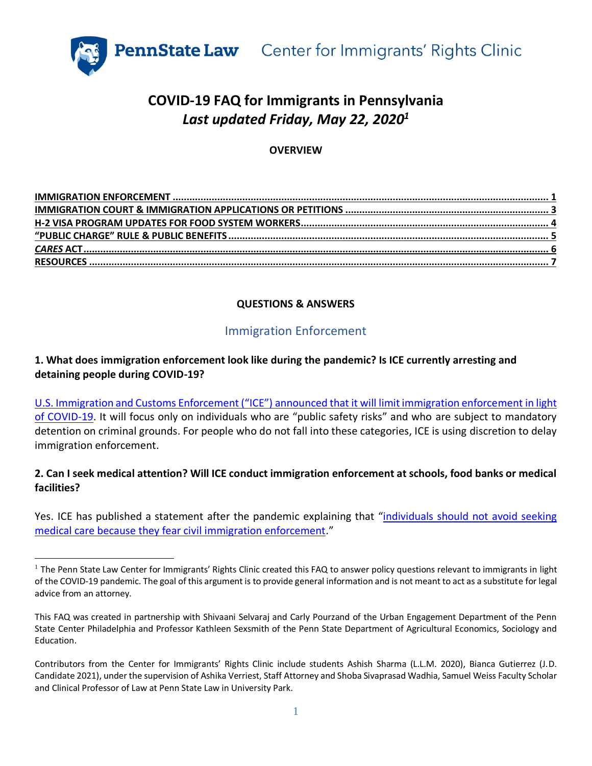PennState Law Center for Immigrants' Rights Clinic

# COVID-19 FAQ for Immigrants in Pennsylvania

## *Last updated Friday, May 22, 2020*[1]

**OVERVIEW**

[IMMIGRATION ENFORCEMENT ........ 1](#)
[IMMIGRATION COURT & IMMIGRATION APPLICATIONS OR PETITIONS ........ 3](#)
[H-2 VISA PROGRAM UPDATES FOR FOOD SYSTEM WORKERS ........ 4](#)
["PUBLIC CHARGE" RULE & PUBLIC BENEFITS ........ 5](#)
[*CARES* ACT ........ 6](#)
[RESOURCES ........ 7](#)

**QUESTIONS & ANSWERS**

## Immigration Enforcement

**1. What does immigration enforcement look like during the pandemic? Is ICE currently arresting and detaining people during COVID-19?**

U.S. Immigration and Customs Enforcement ("ICE") announced that it will limit immigration enforcement in light of COVID-19. It will focus only on individuals who are "public safety risks" and who are subject to mandatory detention on criminal grounds. For people who do not fall into these categories, ICE is using discretion to delay immigration enforcement.

**2. Can I seek medical attention? Will ICE conduct immigration enforcement at schools, food banks or medical facilities?**

Yes. ICE has published a statement after the pandemic explaining that "individuals should not avoid seeking medical care because they fear civil immigration enforcement."

---

[1] The Penn State Law Center for Immigrants' Rights Clinic created this FAQ to answer policy questions relevant to immigrants in light of the COVID-19 pandemic. The goal of this argument is to provide general information and is not meant to act as a substitute for legal advice from an attorney.

This FAQ was created in partnership with Shivaani Selvaraj and Carly Pourzand of the Urban Engagement Department of the Penn State Center Philadelphia and Professor Kathleen Sexsmith of the Penn State Department of Agricultural Economics, Sociology and Education.

Contributors from the Center for Immigrants' Rights Clinic include students Ashish Sharma (L.L.M. 2020), Bianca Gutierrez (J.D. Candidate 2021), under the supervision of Ashika Verriest, Staff Attorney and Shoba Sivaprasad Wadhia, Samuel Weiss Faculty Scholar and Clinical Professor of Law at Penn State Law in University Park.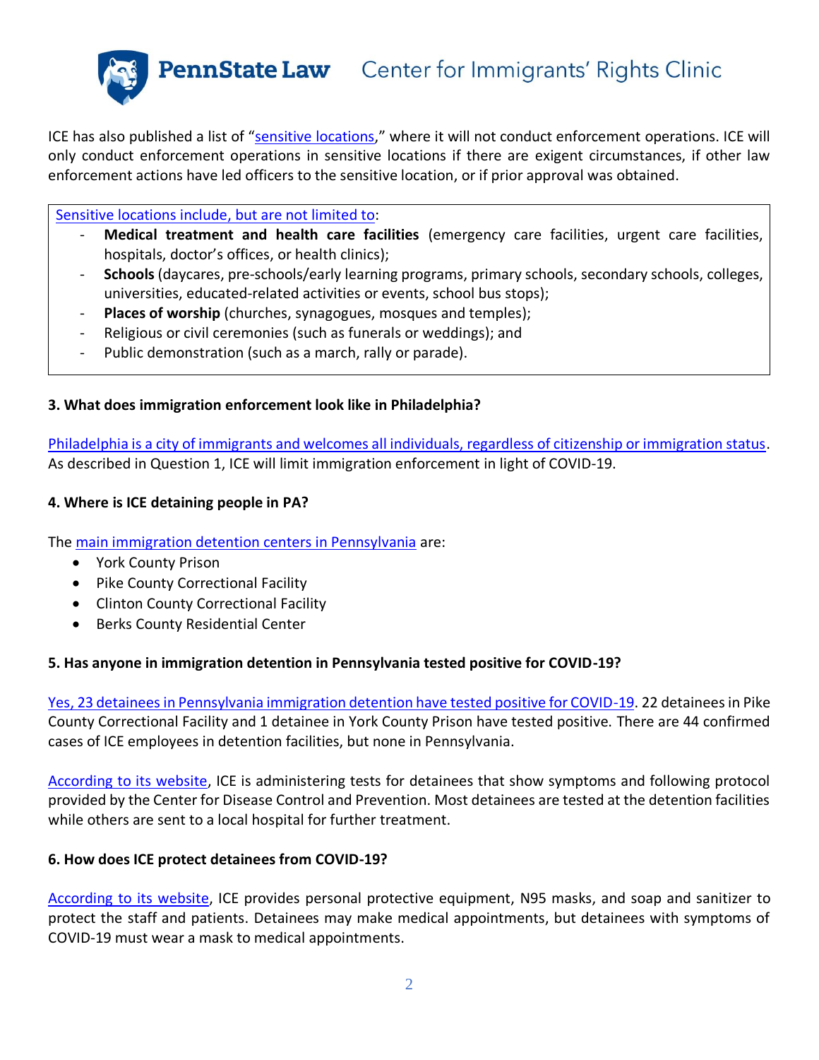ICE has also published a list of "sensitive locations," where it will not conduct enforcement operations. ICE will only conduct enforcement operations in sensitive locations if there are exigent circumstances, if other law enforcement actions have led officers to the sensitive location, or if prior approval was obtained.

Sensitive locations include, but are not limited to:

- **Medical treatment and health care facilities** (emergency care facilities, urgent care facilities, hospitals, doctor's offices, or health clinics);
- **Schools** (daycares, pre-schools/early learning programs, primary schools, secondary schools, colleges, universities, educated-related activities or events, school bus stops);
- **Places of worship** (churches, synagogues, mosques and temples);
- Religious or civil ceremonies (such as funerals or weddings); and
- Public demonstration (such as a march, rally or parade).

### 3. What does immigration enforcement look like in Philadelphia?

Philadelphia is a city of immigrants and welcomes all individuals, regardless of citizenship or immigration status. As described in Question 1, ICE will limit immigration enforcement in light of COVID-19.

### 4. Where is ICE detaining people in PA?

The main immigration detention centers in Pennsylvania are:

- York County Prison
- Pike County Correctional Facility
- Clinton County Correctional Facility
- Berks County Residential Center

### 5. Has anyone in immigration detention in Pennsylvania tested positive for COVID-19?

Yes, 23 detainees in Pennsylvania immigration detention have tested positive for COVID-19. 22 detainees in Pike County Correctional Facility and 1 detainee in York County Prison have tested positive. There are 44 confirmed cases of ICE employees in detention facilities, but none in Pennsylvania.

According to its website, ICE is administering tests for detainees that show symptoms and following protocol provided by the Center for Disease Control and Prevention. Most detainees are tested at the detention facilities while others are sent to a local hospital for further treatment.

### 6. How does ICE protect detainees from COVID-19?

According to its website, ICE provides personal protective equipment, N95 masks, and soap and sanitizer to protect the staff and patients. Detainees may make medical appointments, but detainees with symptoms of COVID-19 must wear a mask to medical appointments.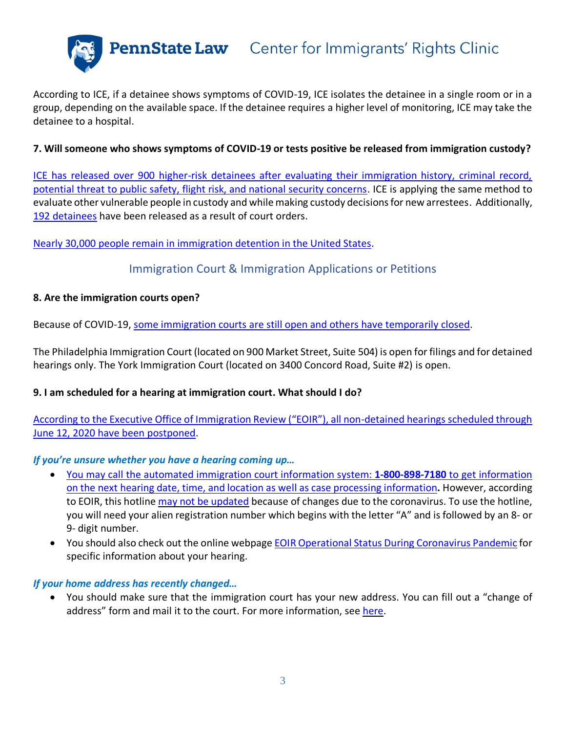According to ICE, if a detainee shows symptoms of COVID-19, ICE isolates the detainee in a single room or in a group, depending on the available space. If the detainee requires a higher level of monitoring, ICE may take the detainee to a hospital.

**7. Will someone who shows symptoms of COVID-19 or tests positive be released from immigration custody?**

ICE has released over 900 higher-risk detainees after evaluating their immigration history, criminal record, potential threat to public safety, flight risk, and national security concerns. ICE is applying the same method to evaluate other vulnerable people in custody and while making custody decisions for new arrestees. Additionally, 192 detainees have been released as a result of court orders.

Nearly 30,000 people remain in immigration detention in the United States.

## Immigration Court & Immigration Applications or Petitions

**8. Are the immigration courts open?**

Because of COVID-19, some immigration courts are still open and others have temporarily closed.

The Philadelphia Immigration Court (located on 900 Market Street, Suite 504) is open for filings and for detained hearings only. The York Immigration Court (located on 3400 Concord Road, Suite #2) is open.

**9. I am scheduled for a hearing at immigration court. What should I do?**

According to the Executive Office of Immigration Review ("EOIR"), all non-detained hearings scheduled through June 12, 2020 have been postponed.

***If you're unsure whether you have a hearing coming up…***

- You may call the automated immigration court information system: **1-800-898-7180** to get information on the next hearing date, time, and location as well as case processing information**.** However, according to EOIR, this hotline may not be updated because of changes due to the coronavirus. To use the hotline, you will need your alien registration number which begins with the letter "A" and is followed by an 8- or 9- digit number.
- You should also check out the online webpage EOIR Operational Status During Coronavirus Pandemic for specific information about your hearing.

***If your home address has recently changed…***

- You should make sure that the immigration court has your new address. You can fill out a "change of address" form and mail it to the court. For more information, see here.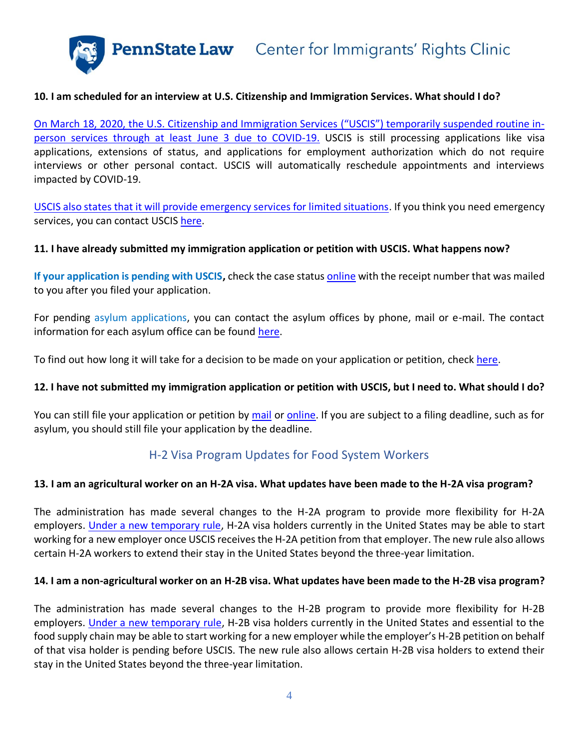### 10. I am scheduled for an interview at U.S. Citizenship and Immigration Services. What should I do?

On March 18, 2020, the U.S. Citizenship and Immigration Services ("USCIS") temporarily suspended routine in-person services through at least June 3 due to COVID-19. USCIS is still processing applications like visa applications, extensions of status, and applications for employment authorization which do not require interviews or other personal contact. USCIS will automatically reschedule appointments and interviews impacted by COVID-19.

USCIS also states that it will provide emergency services for limited situations. If you think you need emergency services, you can contact USCIS here.

### 11. I have already submitted my immigration application or petition with USCIS. What happens now?

**If your application is pending with USCIS,** check the case status online with the receipt number that was mailed to you after you filed your application.

For pending asylum applications, you can contact the asylum offices by phone, mail or e-mail. The contact information for each asylum office can be found here.

To find out how long it will take for a decision to be made on your application or petition, check here.

### 12. I have not submitted my immigration application or petition with USCIS, but I need to. What should I do?

You can still file your application or petition by mail or online. If you are subject to a filing deadline, such as for asylum, you should still file your application by the deadline.

## H-2 Visa Program Updates for Food System Workers

### 13. I am an agricultural worker on an H-2A visa. What updates have been made to the H-2A visa program?

The administration has made several changes to the H-2A program to provide more flexibility for H-2A employers. Under a new temporary rule, H-2A visa holders currently in the United States may be able to start working for a new employer once USCIS receives the H-2A petition from that employer. The new rule also allows certain H-2A workers to extend their stay in the United States beyond the three-year limitation.

### 14. I am a non-agricultural worker on an H-2B visa. What updates have been made to the H-2B visa program?

The administration has made several changes to the H-2B program to provide more flexibility for H-2B employers. Under a new temporary rule, H-2B visa holders currently in the United States and essential to the food supply chain may be able to start working for a new employer while the employer's H-2B petition on behalf of that visa holder is pending before USCIS. The new rule also allows certain H-2B visa holders to extend their stay in the United States beyond the three-year limitation.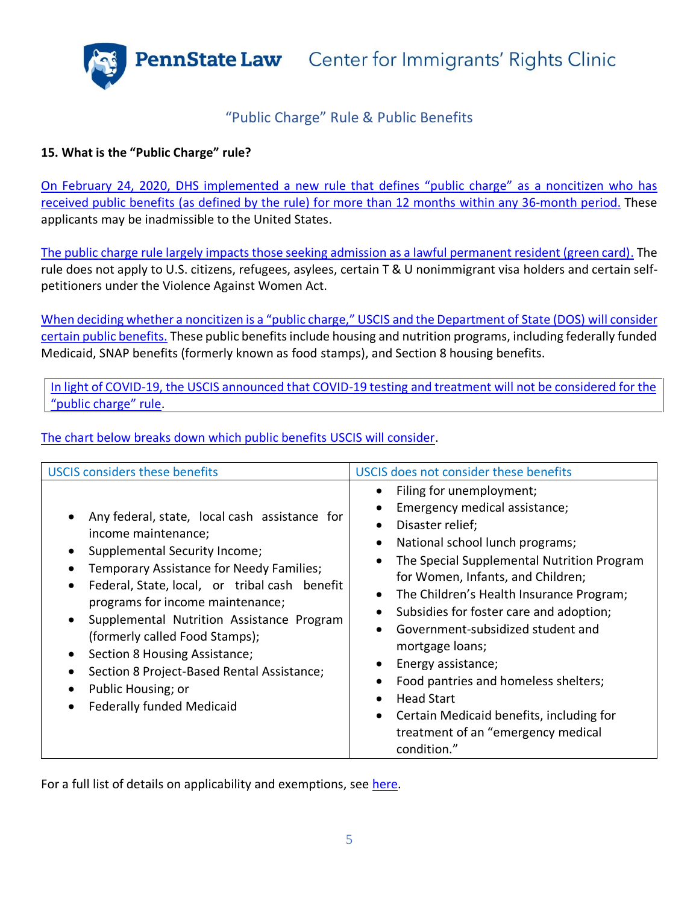PennState Law Center for Immigrants' Rights Clinic

## "Public Charge" Rule & Public Benefits

**15. What is the "Public Charge" rule?**

On February 24, 2020, DHS implemented a new rule that defines "public charge" as a noncitizen who has received public benefits (as defined by the rule) for more than 12 months within any 36-month period. These applicants may be inadmissible to the United States.

The public charge rule largely impacts those seeking admission as a lawful permanent resident (green card). The rule does not apply to U.S. citizens, refugees, asylees, certain T & U nonimmigrant visa holders and certain self-petitioners under the Violence Against Women Act.

When deciding whether a noncitizen is a "public charge," USCIS and the Department of State (DOS) will consider certain public benefits. These public benefits include housing and nutrition programs, including federally funded Medicaid, SNAP benefits (formerly known as food stamps), and Section 8 housing benefits.

In light of COVID-19, the USCIS announced that COVID-19 testing and treatment will not be considered for the "public charge" rule.

The chart below breaks down which public benefits USCIS will consider.

| USCIS considers these benefits | USCIS does not consider these benefits |
|---|---|
| • Any federal, state, local cash assistance for income maintenance;<br>• Supplemental Security Income;<br>• Temporary Assistance for Needy Families;<br>• Federal, State, local, or tribal cash benefit programs for income maintenance;<br>• Supplemental Nutrition Assistance Program (formerly called Food Stamps);<br>• Section 8 Housing Assistance;<br>• Section 8 Project-Based Rental Assistance;<br>• Public Housing; or<br>• Federally funded Medicaid | • Filing for unemployment;<br>• Emergency medical assistance;<br>• Disaster relief;<br>• National school lunch programs;<br>• The Special Supplemental Nutrition Program for Women, Infants, and Children;<br>• The Children's Health Insurance Program;<br>• Subsidies for foster care and adoption;<br>• Government-subsidized student and mortgage loans;<br>• Energy assistance;<br>• Food pantries and homeless shelters;<br>• Head Start<br>• Certain Medicaid benefits, including for treatment of an "emergency medical condition." |

For a full list of details on applicability and exemptions, see here.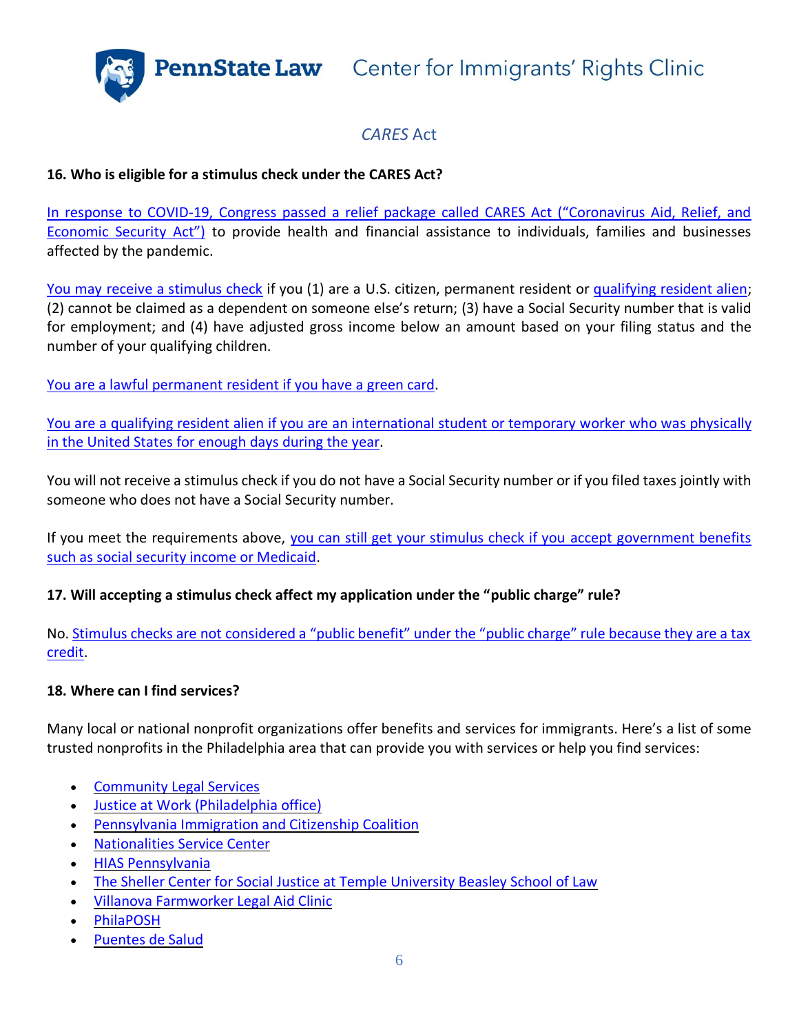## *CARES* Act

**16. Who is eligible for a stimulus check under the CARES Act?**

In response to COVID-19, Congress passed a relief package called CARES Act ("Coronavirus Aid, Relief, and Economic Security Act") to provide health and financial assistance to individuals, families and businesses affected by the pandemic.

You may receive a stimulus check if you (1) are a U.S. citizen, permanent resident or qualifying resident alien; (2) cannot be claimed as a dependent on someone else's return; (3) have a Social Security number that is valid for employment; and (4) have adjusted gross income below an amount based on your filing status and the number of your qualifying children.

You are a lawful permanent resident if you have a green card.

You are a qualifying resident alien if you are an international student or temporary worker who was physically in the United States for enough days during the year.

You will not receive a stimulus check if you do not have a Social Security number or if you filed taxes jointly with someone who does not have a Social Security number.

If you meet the requirements above, you can still get your stimulus check if you accept government benefits such as social security income or Medicaid.

**17. Will accepting a stimulus check affect my application under the "public charge" rule?**

No. Stimulus checks are not considered a "public benefit" under the "public charge" rule because they are a tax credit.

**18. Where can I find services?**

Many local or national nonprofit organizations offer benefits and services for immigrants. Here's a list of some trusted nonprofits in the Philadelphia area that can provide you with services or help you find services:

- Community Legal Services
- Justice at Work (Philadelphia office)
- Pennsylvania Immigration and Citizenship Coalition
- Nationalities Service Center
- HIAS Pennsylvania
- The Sheller Center for Social Justice at Temple University Beasley School of Law
- Villanova Farmworker Legal Aid Clinic
- PhilaPOSH
- Puentes de Salud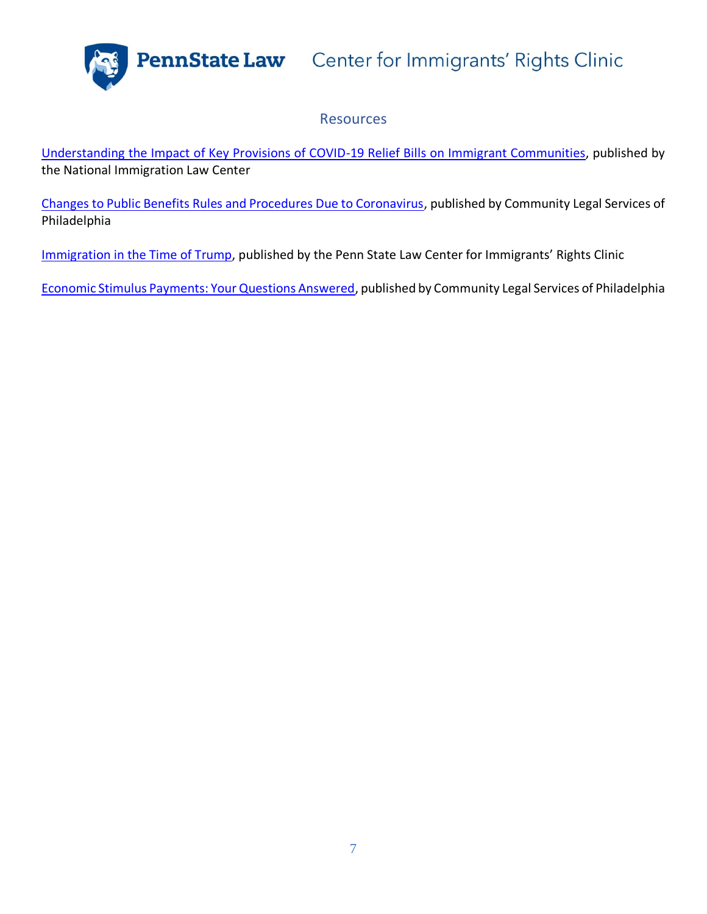## Resources

Understanding the Impact of Key Provisions of COVID-19 Relief Bills on Immigrant Communities, published by the National Immigration Law Center

Changes to Public Benefits Rules and Procedures Due to Coronavirus, published by Community Legal Services of Philadelphia

Immigration in the Time of Trump, published by the Penn State Law Center for Immigrants' Rights Clinic

Economic Stimulus Payments: Your Questions Answered, published by Community Legal Services of Philadelphia